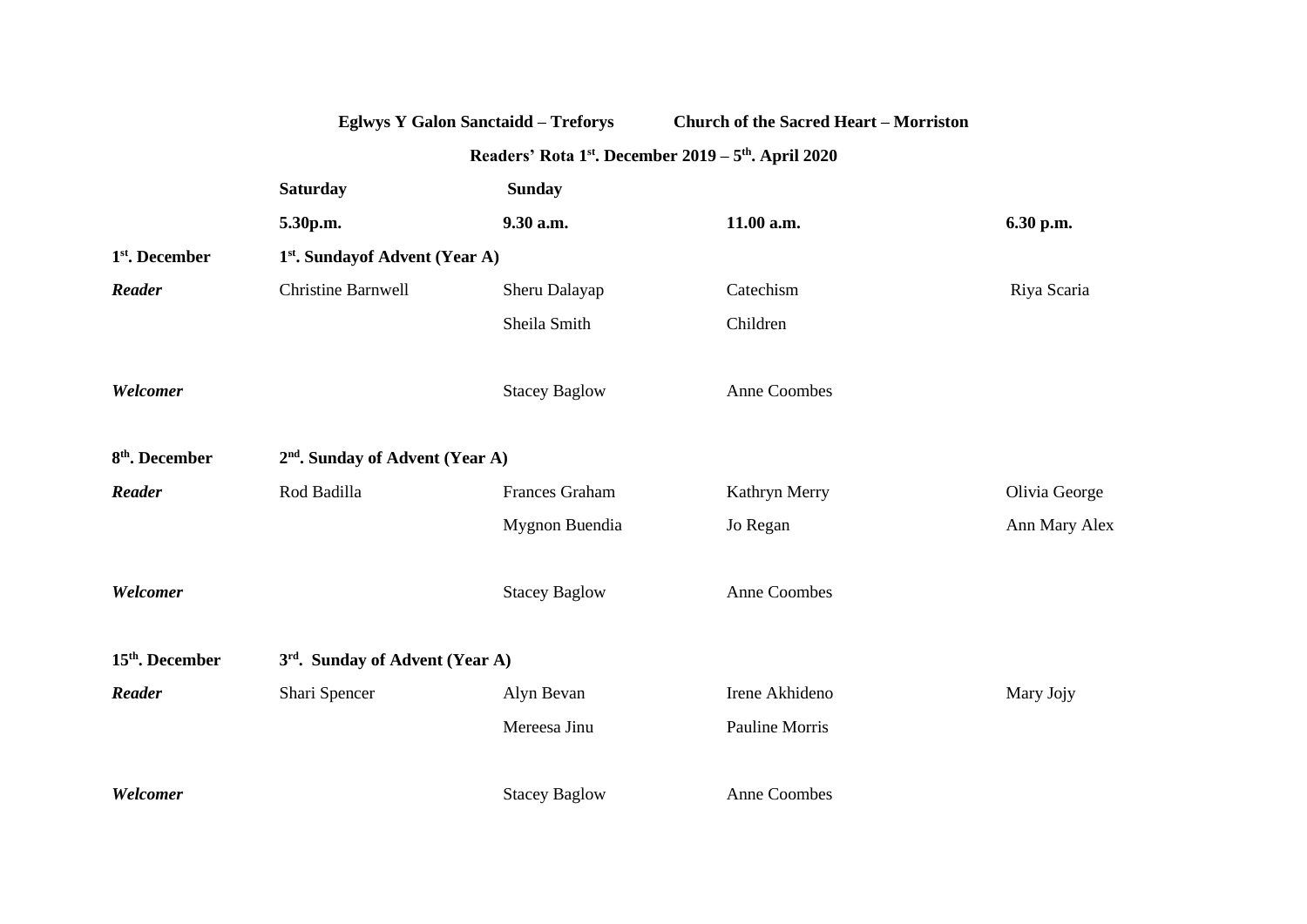**Eglwys Y Galon Sanctaidd – Treforys Church of the Sacred Heart – Morriston**

**Readers' Rota 1st. December 2019 – 5th. April 2020**

| | **Saturday** | **Sunday** | | |
|---|---|---|---|---|
| | **5.30p.m.** | **9.30 a.m.** | **11.00 a.m.** | **6.30 p.m.** |
| **1st. December** | **1st. Sundayof Advent (Year A)** | | | |
| ***Reader*** | Christine Barnwell | Sheru Dalayap | Catechism | Riya Scaria |
| | | Sheila Smith | Children | |
| ***Welcomer*** | | Stacey Baglow | Anne Coombes | |
| **8th. December** | **2nd. Sunday of Advent (Year A)** | | | |
| ***Reader*** | Rod Badilla | Frances Graham | Kathryn Merry | Olivia George |
| | | Mygnon Buendia | Jo Regan | Ann Mary Alex |
| ***Welcomer*** | | Stacey Baglow | Anne Coombes | |
| **15th. December** | **3rd. Sunday of Advent (Year A)** | | | |
| ***Reader*** | Shari Spencer | Alyn Bevan | Irene Akhideno | Mary Jojy |
| | | Mereesa Jinu | Pauline Morris | |
| ***Welcomer*** | | Stacey Baglow | Anne Coombes | |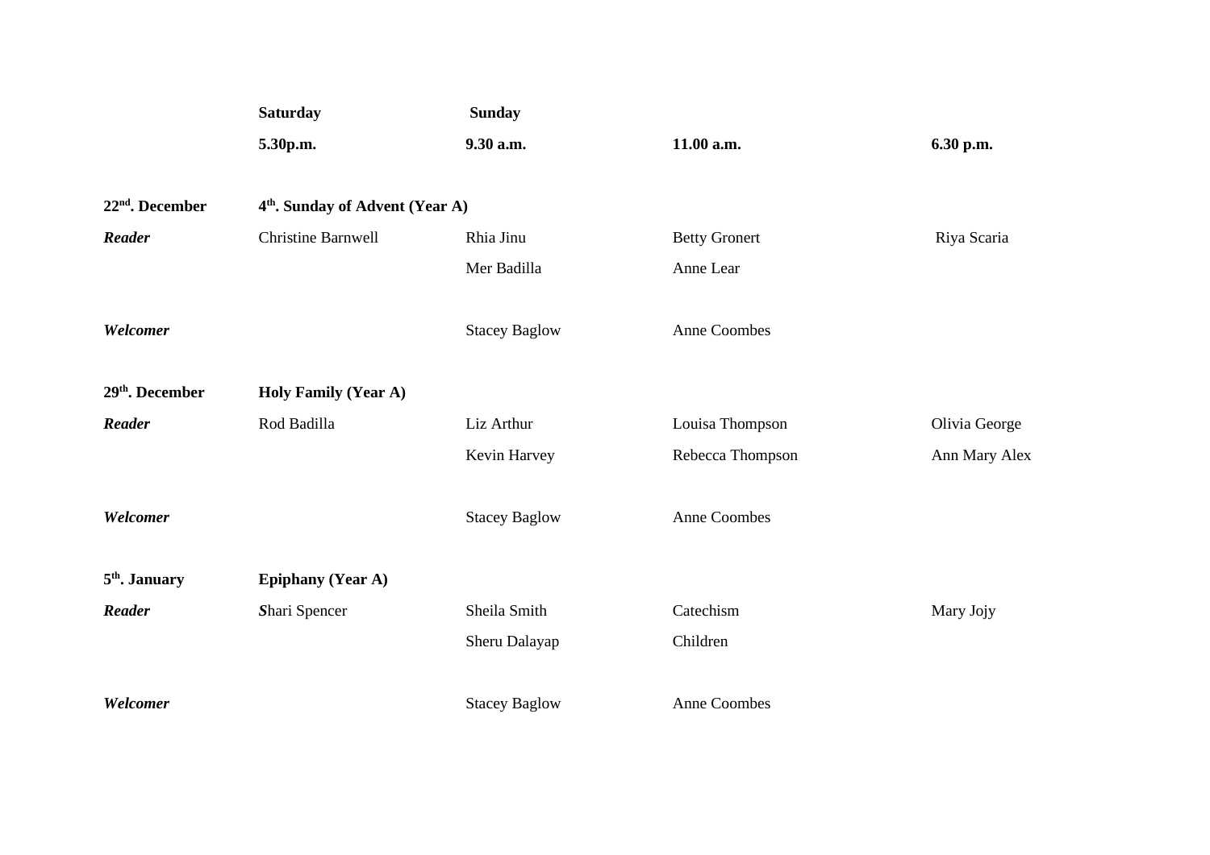| | **Saturday** | **Sunday** | | |
|---|---|---|---|---|
| | **5.30p.m.** | **9.30 a.m.** | **11.00 a.m.** | **6.30 p.m.** |
| **22nd. December** | **4th. Sunday of Advent (Year A)** | | | |
| ***Reader*** | Christine Barnwell | Rhia Jinu | Betty Gronert | Riya Scaria |
| | | Mer Badilla | Anne Lear | |
| ***Welcomer*** | | Stacey Baglow | Anne Coombes | |
| **29th. December** | **Holy Family (Year A)** | | | |
| ***Reader*** | Rod Badilla | Liz Arthur | Louisa Thompson | Olivia George |
| | | Kevin Harvey | Rebecca Thompson | Ann Mary Alex |
| ***Welcomer*** | | Stacey Baglow | Anne Coombes | |
| **5th. January** | **Epiphany (Year A)** | | | |
| ***Reader*** | Shari Spencer | Sheila Smith | Catechism | Mary Jojy |
| | | Sheru Dalayap | Children | |
| ***Welcomer*** | | Stacey Baglow | Anne Coombes | |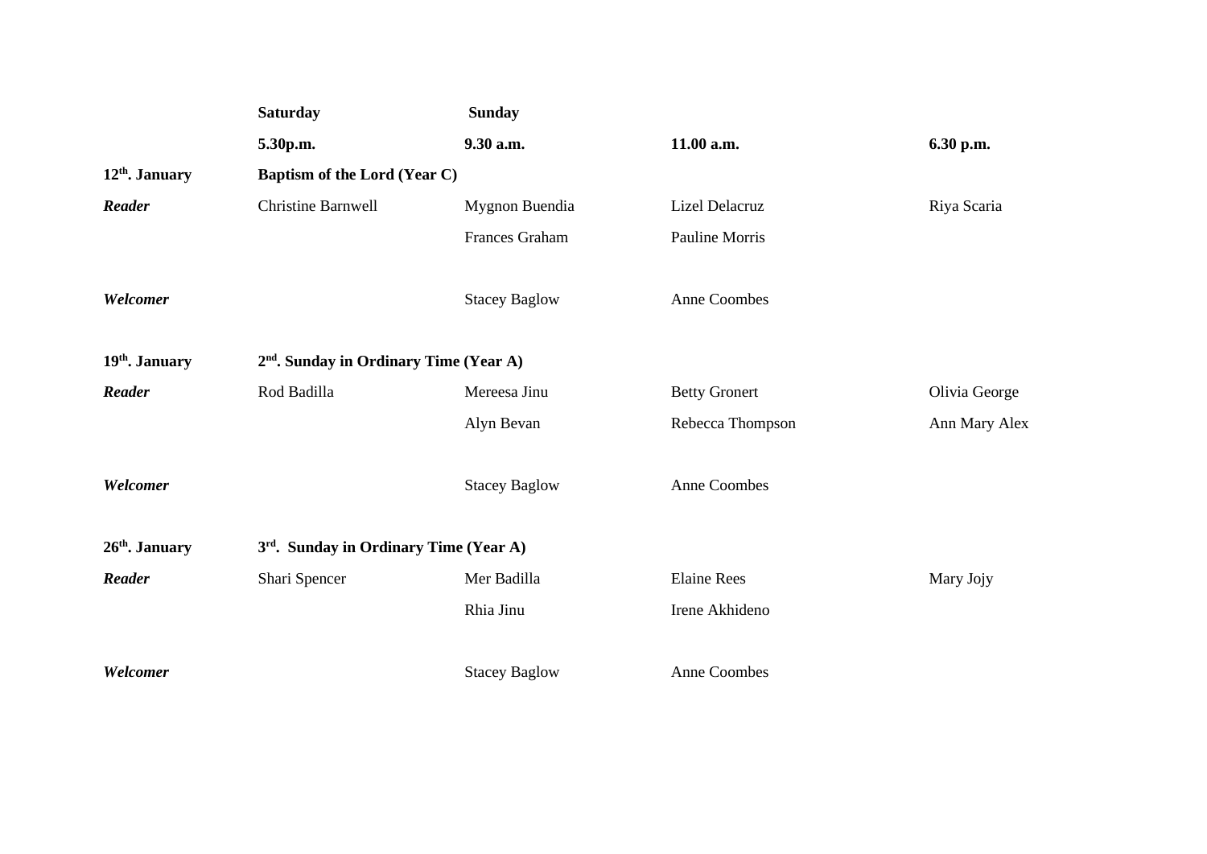| | **Saturday** | **Sunday** | | |
|---|---|---|---|---|
| | **5.30p.m.** | **9.30 a.m.** | **11.00 a.m.** | **6.30 p.m.** |
| **12th. January** | **Baptism of the Lord (Year C)** | | | |
| ***Reader*** | Christine Barnwell | Mygnon Buendia | Lizel Delacruz | Riya Scaria |
| | | Frances Graham | Pauline Morris | |
| ***Welcomer*** | | Stacey Baglow | Anne Coombes | |
| **19th. January** | **2nd. Sunday in Ordinary Time (Year A)** | | | |
| ***Reader*** | Rod Badilla | Mereesa Jinu | Betty Gronert | Olivia George |
| | | Alyn Bevan | Rebecca Thompson | Ann Mary Alex |
| ***Welcomer*** | | Stacey Baglow | Anne Coombes | |
| **26th. January** | **3rd. Sunday in Ordinary Time (Year A)** | | | |
| ***Reader*** | Shari Spencer | Mer Badilla | Elaine Rees | Mary Jojy |
| | | Rhia Jinu | Irene Akhideno | |
| ***Welcomer*** | | Stacey Baglow | Anne Coombes | |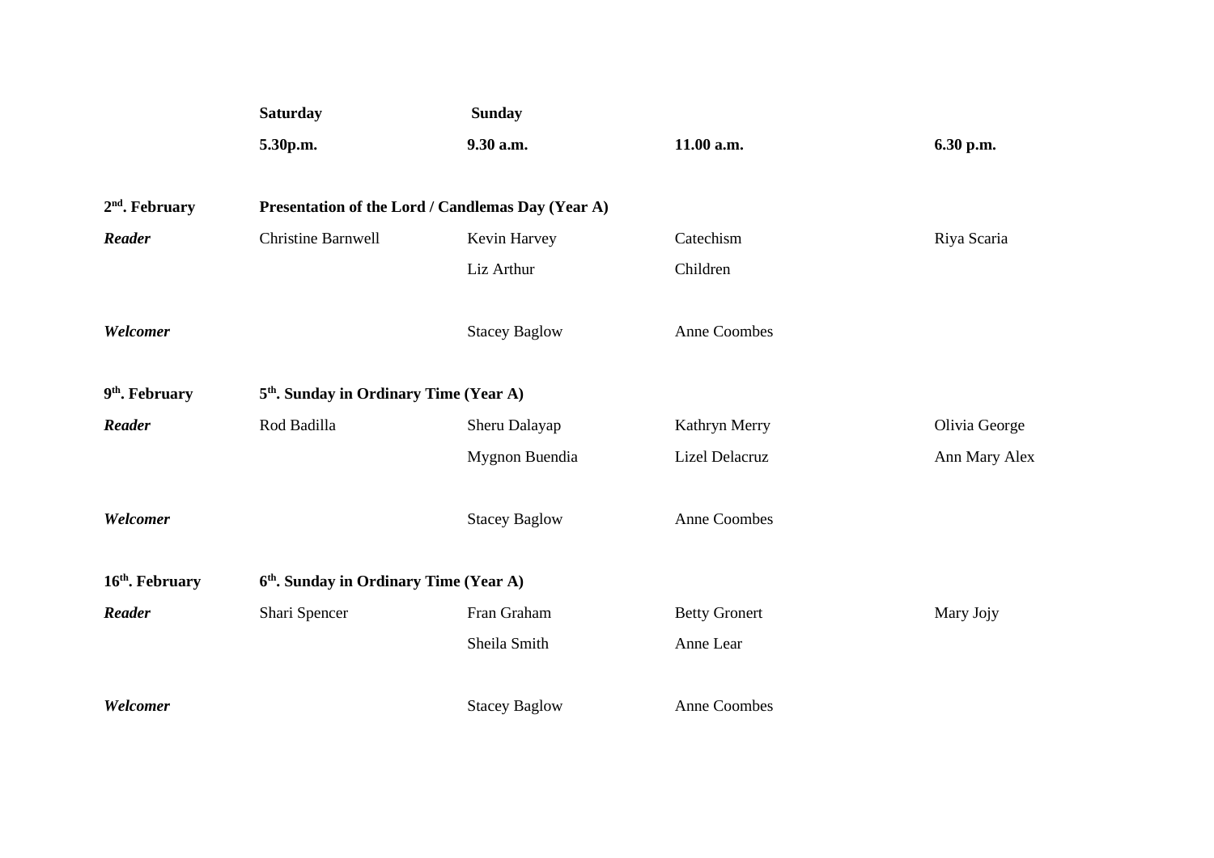| | **Saturday** | **Sunday** | | |
|---|---|---|---|---|
| | **5.30p.m.** | **9.30 a.m.** | **11.00 a.m.** | **6.30 p.m.** |
| **2nd. February** | **Presentation of the Lord / Candlemas Day (Year A)** | | | |
| ***Reader*** | Christine Barnwell | Kevin Harvey | Catechism | Riya Scaria |
| | | Liz Arthur | Children | |
| ***Welcomer*** | | Stacey Baglow | Anne Coombes | |
| **9th. February** | **5th. Sunday in Ordinary Time (Year A)** | | | |
| ***Reader*** | Rod Badilla | Sheru Dalayap | Kathryn Merry | Olivia George |
| | | Mygnon Buendia | Lizel Delacruz | Ann Mary Alex |
| ***Welcomer*** | | Stacey Baglow | Anne Coombes | |
| **16th. February** | **6th. Sunday in Ordinary Time (Year A)** | | | |
| ***Reader*** | Shari Spencer | Fran Graham | Betty Gronert | Mary Jojy |
| | | Sheila Smith | Anne Lear | |
| ***Welcomer*** | | Stacey Baglow | Anne Coombes | |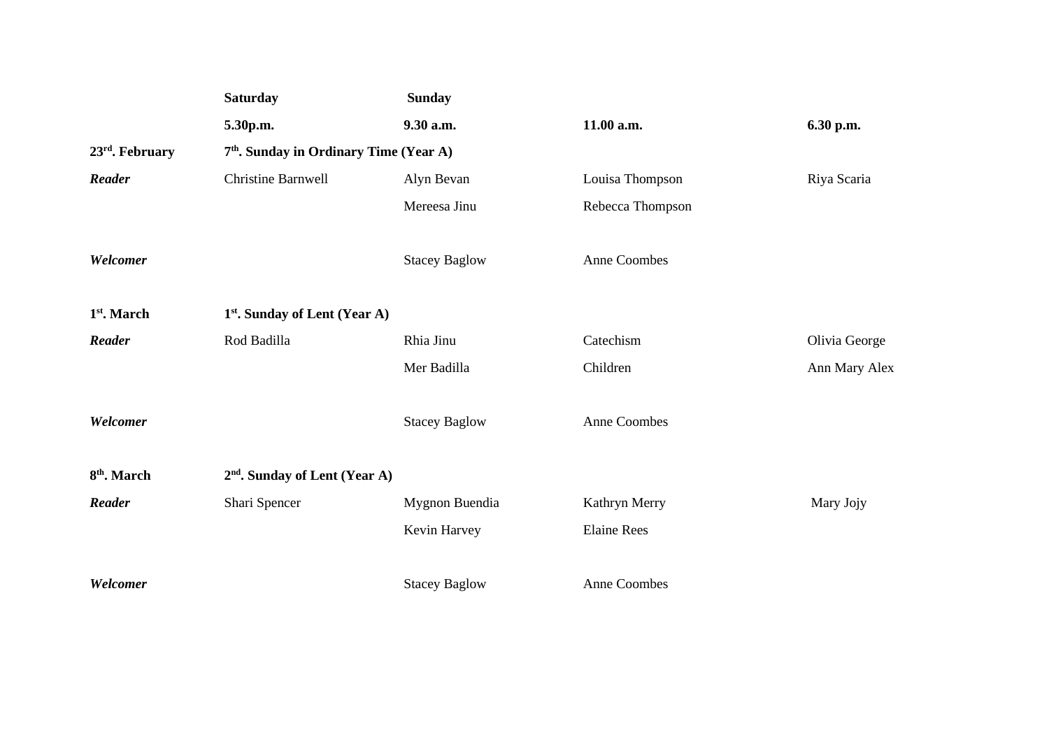|  | **Saturday** | **Sunday** |  |  |
|---|---|---|---|---|
|  | **5.30p.m.** | **9.30 a.m.** | **11.00 a.m.** | **6.30 p.m.** |
| **23rd. February** | **7th. Sunday in Ordinary Time (Year A)** |  |  |  |
| ***Reader*** | Christine Barnwell | Alyn Bevan | Louisa Thompson | Riya Scaria |
|  |  | Mereesa Jinu | Rebecca Thompson |  |
| ***Welcomer*** |  | Stacey Baglow | Anne Coombes |  |
| **1st. March** | **1st. Sunday of Lent (Year A)** |  |  |  |
| ***Reader*** | Rod Badilla | Rhia Jinu | Catechism | Olivia George |
|  |  | Mer Badilla | Children | Ann Mary Alex |
| ***Welcomer*** |  | Stacey Baglow | Anne Coombes |  |
| **8th. March** | **2nd. Sunday of Lent (Year A)** |  |  |  |
| ***Reader*** | Shari Spencer | Mygnon Buendia | Kathryn Merry | Mary Jojy |
|  |  | Kevin Harvey | Elaine Rees |  |
| ***Welcomer*** |  | Stacey Baglow | Anne Coombes |  |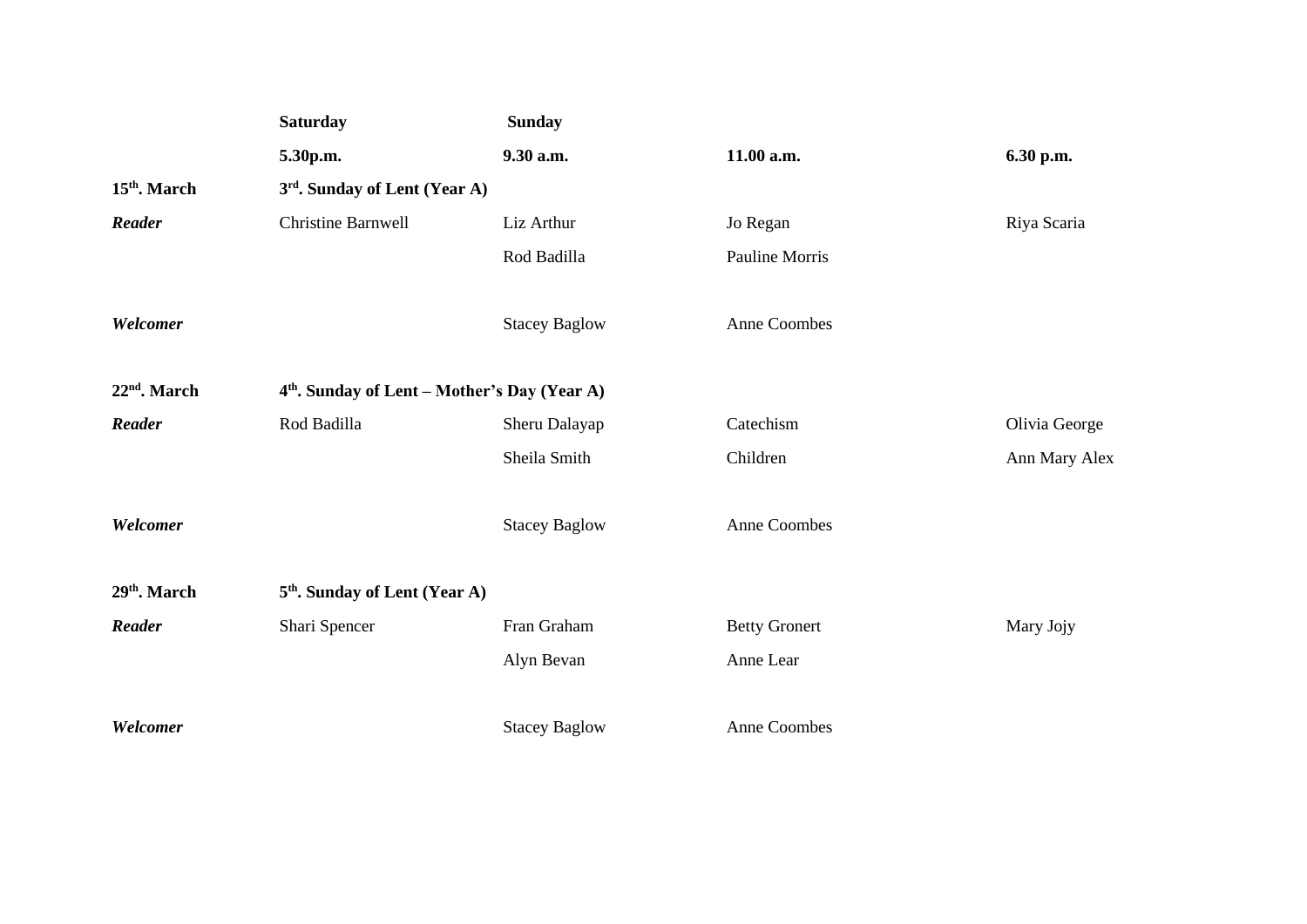| | Saturday | Sunday | | |
|---|---|---|---|---|
| | **5.30p.m.** | **9.30 a.m.** | **11.00 a.m.** | **6.30 p.m.** |
| **15th. March** | **3rd. Sunday of Lent (Year A)** | | | |
| ***Reader*** | Christine Barnwell | Liz Arthur | Jo Regan | Riya Scaria |
| | | Rod Badilla | Pauline Morris | |
| ***Welcomer*** | | Stacey Baglow | Anne Coombes | |
| **22nd. March** | **4th. Sunday of Lent – Mother's Day (Year A)** | | | |
| ***Reader*** | Rod Badilla | Sheru Dalayap | Catechism | Olivia George |
| | | Sheila Smith | Children | Ann Mary Alex |
| ***Welcomer*** | | Stacey Baglow | Anne Coombes | |
| **29th. March** | **5th. Sunday of Lent (Year A)** | | | |
| ***Reader*** | Shari Spencer | Fran Graham | Betty Gronert | Mary Jojy |
| | | Alyn Bevan | Anne Lear | |
| ***Welcomer*** | | Stacey Baglow | Anne Coombes | |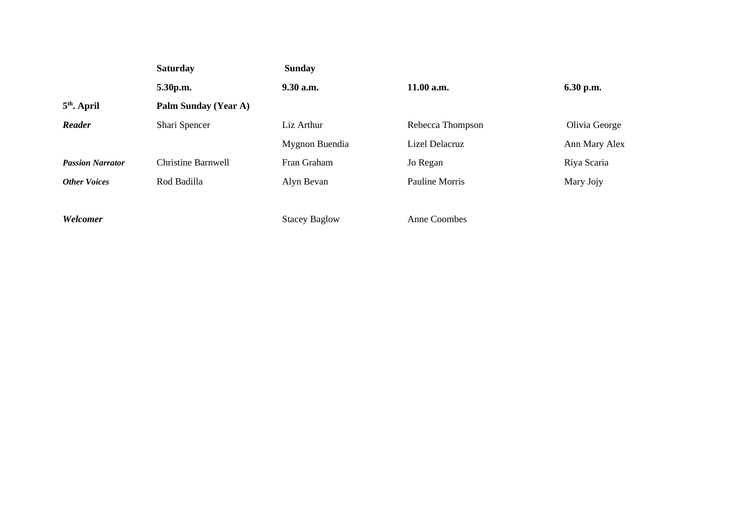| | Saturday | Sunday | | |
|---|---|---|---|---|
| | **5.30p.m.** | **9.30 a.m.** | **11.00 a.m.** | **6.30 p.m.** |
| **5th. April** | **Palm Sunday (Year A)** | | | |
| ***Reader*** | Shari Spencer | Liz Arthur | Rebecca Thompson | Olivia George |
| | | Mygnon Buendia | Lizel Delacruz | Ann Mary Alex |
| ***Passion Narrator*** | Christine Barnwell | Fran Graham | Jo Regan | Riya Scaria |
| ***Other Voices*** | Rod Badilla | Alyn Bevan | Pauline Morris | Mary Jojy |
| | | | | |
| ***Welcomer*** | | Stacey Baglow | Anne Coombes | |